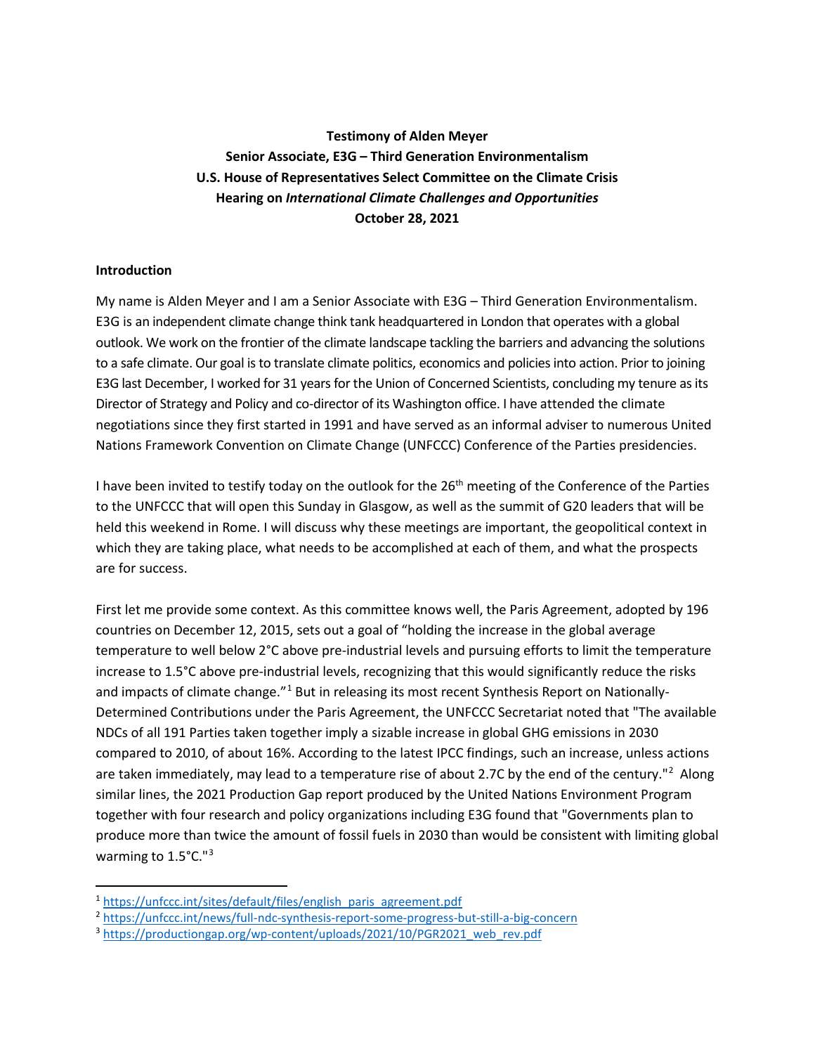**Testimony of Alden Meyer**
**Senior Associate, E3G – Third Generation Environmentalism**
**U.S. House of Representatives Select Committee on the Climate Crisis**
**Hearing on *International Climate Challenges and Opportunities***
**October 28, 2021**

## Introduction

My name is Alden Meyer and I am a Senior Associate with E3G – Third Generation Environmentalism. E3G is an independent climate change think tank headquartered in London that operates with a global outlook. We work on the frontier of the climate landscape tackling the barriers and advancing the solutions to a safe climate. Our goal is to translate climate politics, economics and policies into action. Prior to joining E3G last December, I worked for 31 years for the Union of Concerned Scientists, concluding my tenure as its Director of Strategy and Policy and co-director of its Washington office. I have attended the climate negotiations since they first started in 1991 and have served as an informal adviser to numerous United Nations Framework Convention on Climate Change (UNFCCC) Conference of the Parties presidencies.

I have been invited to testify today on the outlook for the 26th meeting of the Conference of the Parties to the UNFCCC that will open this Sunday in Glasgow, as well as the summit of G20 leaders that will be held this weekend in Rome. I will discuss why these meetings are important, the geopolitical context in which they are taking place, what needs to be accomplished at each of them, and what the prospects are for success.

First let me provide some context. As this committee knows well, the Paris Agreement, adopted by 196 countries on December 12, 2015, sets out a goal of "holding the increase in the global average temperature to well below 2°C above pre-industrial levels and pursuing efforts to limit the temperature increase to 1.5°C above pre-industrial levels, recognizing that this would significantly reduce the risks and impacts of climate change."[1] But in releasing its most recent Synthesis Report on Nationally-Determined Contributions under the Paris Agreement, the UNFCCC Secretariat noted that "The available NDCs of all 191 Parties taken together imply a sizable increase in global GHG emissions in 2030 compared to 2010, of about 16%. According to the latest IPCC findings, such an increase, unless actions are taken immediately, may lead to a temperature rise of about 2.7C by the end of the century."[2] Along similar lines, the 2021 Production Gap report produced by the United Nations Environment Program together with four research and policy organizations including E3G found that "Governments plan to produce more than twice the amount of fossil fuels in 2030 than would be consistent with limiting global warming to 1.5°C."[3]

---

[1] https://unfccc.int/sites/default/files/english_paris_agreement.pdf

[2] https://unfccc.int/news/full-ndc-synthesis-report-some-progress-but-still-a-big-concern

[3] https://productiongap.org/wp-content/uploads/2021/10/PGR2021_web_rev.pdf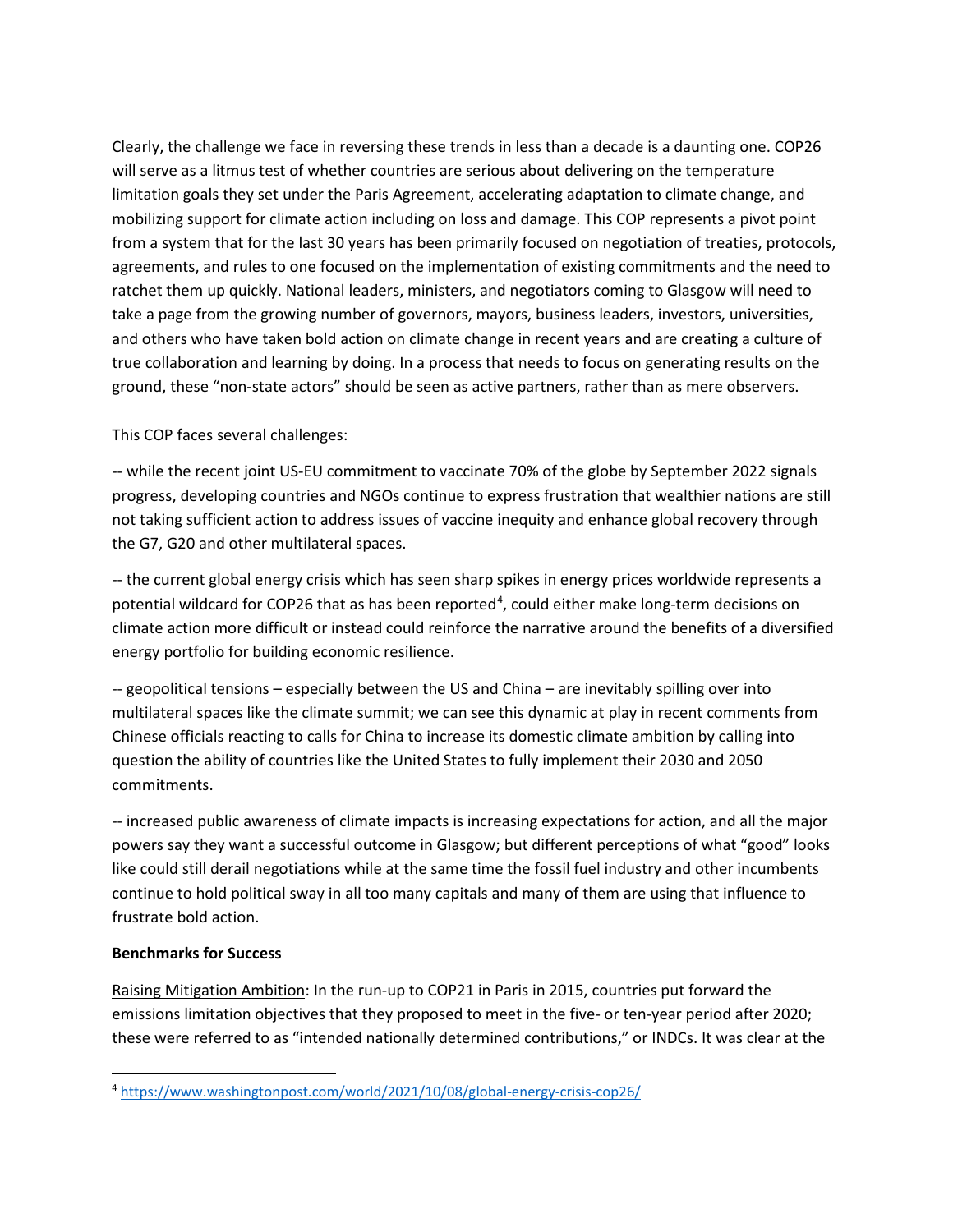Clearly, the challenge we face in reversing these trends in less than a decade is a daunting one. COP26 will serve as a litmus test of whether countries are serious about delivering on the temperature limitation goals they set under the Paris Agreement, accelerating adaptation to climate change, and mobilizing support for climate action including on loss and damage. This COP represents a pivot point from a system that for the last 30 years has been primarily focused on negotiation of treaties, protocols, agreements, and rules to one focused on the implementation of existing commitments and the need to ratchet them up quickly. National leaders, ministers, and negotiators coming to Glasgow will need to take a page from the growing number of governors, mayors, business leaders, investors, universities, and others who have taken bold action on climate change in recent years and are creating a culture of true collaboration and learning by doing. In a process that needs to focus on generating results on the ground, these "non-state actors" should be seen as active partners, rather than as mere observers.

This COP faces several challenges:

-- while the recent joint US-EU commitment to vaccinate 70% of the globe by September 2022 signals progress, developing countries and NGOs continue to express frustration that wealthier nations are still not taking sufficient action to address issues of vaccine inequity and enhance global recovery through the G7, G20 and other multilateral spaces.

-- the current global energy crisis which has seen sharp spikes in energy prices worldwide represents a potential wildcard for COP26 that as has been reported[4], could either make long-term decisions on climate action more difficult or instead could reinforce the narrative around the benefits of a diversified energy portfolio for building economic resilience.

-- geopolitical tensions – especially between the US and China – are inevitably spilling over into multilateral spaces like the climate summit; we can see this dynamic at play in recent comments from Chinese officials reacting to calls for China to increase its domestic climate ambition by calling into question the ability of countries like the United States to fully implement their 2030 and 2050 commitments.

-- increased public awareness of climate impacts is increasing expectations for action, and all the major powers say they want a successful outcome in Glasgow; but different perceptions of what "good" looks like could still derail negotiations while at the same time the fossil fuel industry and other incumbents continue to hold political sway in all too many capitals and many of them are using that influence to frustrate bold action.

**Benchmarks for Success**

Raising Mitigation Ambition: In the run-up to COP21 in Paris in 2015, countries put forward the emissions limitation objectives that they proposed to meet in the five- or ten-year period after 2020; these were referred to as "intended nationally determined contributions," or INDCs. It was clear at the

[4] https://www.washingtonpost.com/world/2021/10/08/global-energy-crisis-cop26/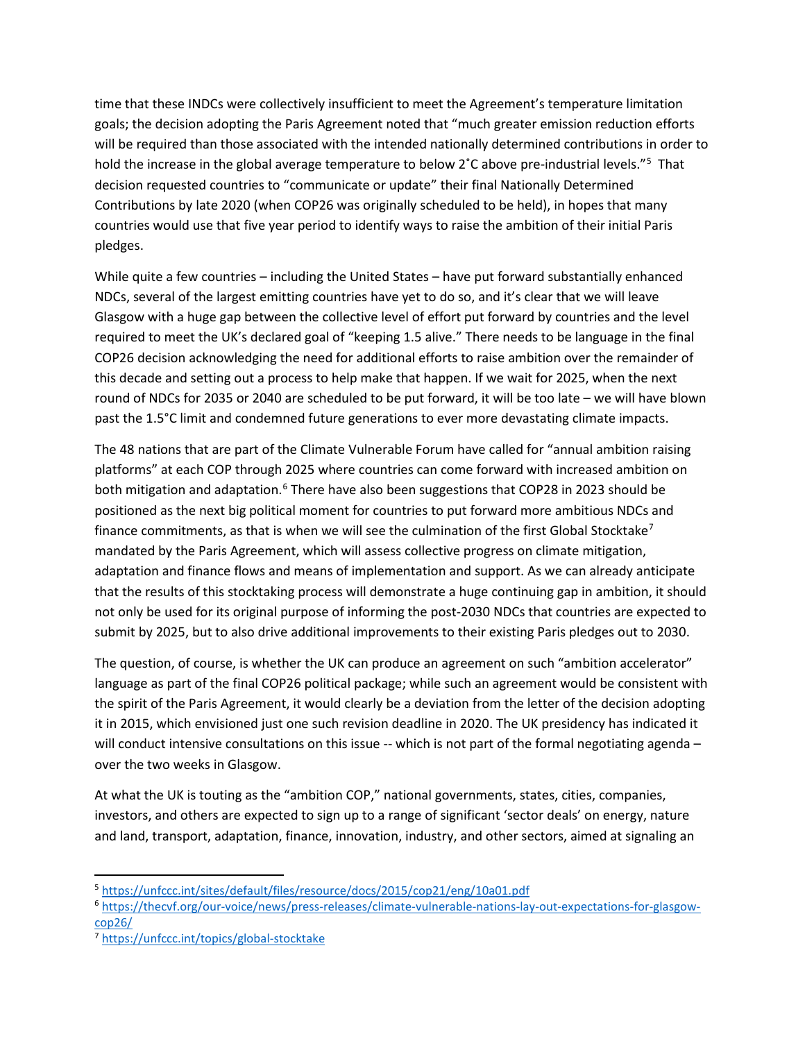time that these INDCs were collectively insufficient to meet the Agreement's temperature limitation goals; the decision adopting the Paris Agreement noted that "much greater emission reduction efforts will be required than those associated with the intended nationally determined contributions in order to hold the increase in the global average temperature to below 2˚C above pre-industrial levels."[5] That decision requested countries to "communicate or update" their final Nationally Determined Contributions by late 2020 (when COP26 was originally scheduled to be held), in hopes that many countries would use that five year period to identify ways to raise the ambition of their initial Paris pledges.

While quite a few countries – including the United States – have put forward substantially enhanced NDCs, several of the largest emitting countries have yet to do so, and it's clear that we will leave Glasgow with a huge gap between the collective level of effort put forward by countries and the level required to meet the UK's declared goal of "keeping 1.5 alive." There needs to be language in the final COP26 decision acknowledging the need for additional efforts to raise ambition over the remainder of this decade and setting out a process to help make that happen. If we wait for 2025, when the next round of NDCs for 2035 or 2040 are scheduled to be put forward, it will be too late – we will have blown past the 1.5°C limit and condemned future generations to ever more devastating climate impacts.

The 48 nations that are part of the Climate Vulnerable Forum have called for "annual ambition raising platforms" at each COP through 2025 where countries can come forward with increased ambition on both mitigation and adaptation.[6] There have also been suggestions that COP28 in 2023 should be positioned as the next big political moment for countries to put forward more ambitious NDCs and finance commitments, as that is when we will see the culmination of the first Global Stocktake[7] mandated by the Paris Agreement, which will assess collective progress on climate mitigation, adaptation and finance flows and means of implementation and support. As we can already anticipate that the results of this stocktaking process will demonstrate a huge continuing gap in ambition, it should not only be used for its original purpose of informing the post-2030 NDCs that countries are expected to submit by 2025, but to also drive additional improvements to their existing Paris pledges out to 2030.

The question, of course, is whether the UK can produce an agreement on such "ambition accelerator" language as part of the final COP26 political package; while such an agreement would be consistent with the spirit of the Paris Agreement, it would clearly be a deviation from the letter of the decision adopting it in 2015, which envisioned just one such revision deadline in 2020. The UK presidency has indicated it will conduct intensive consultations on this issue -- which is not part of the formal negotiating agenda – over the two weeks in Glasgow.

At what the UK is touting as the "ambition COP," national governments, states, cities, companies, investors, and others are expected to sign up to a range of significant 'sector deals' on energy, nature and land, transport, adaptation, finance, innovation, industry, and other sectors, aimed at signaling an

---

[5] https://unfccc.int/sites/default/files/resource/docs/2015/cop21/eng/10a01.pdf

[6] https://thecvf.org/our-voice/news/press-releases/climate-vulnerable-nations-lay-out-expectations-for-glasgow-cop26/

[7] https://unfccc.int/topics/global-stocktake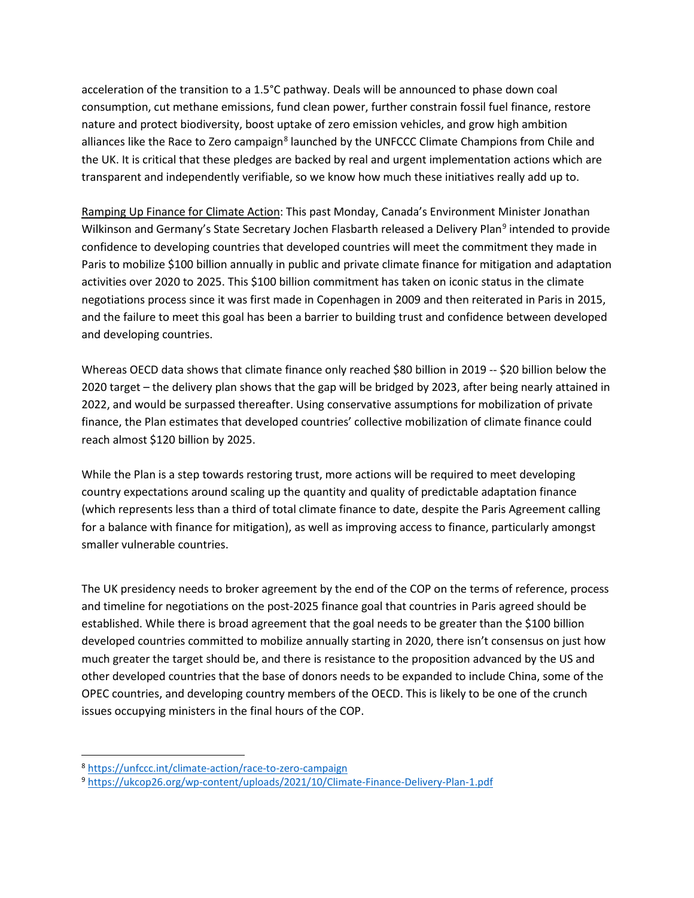acceleration of the transition to a 1.5°C pathway. Deals will be announced to phase down coal consumption, cut methane emissions, fund clean power, further constrain fossil fuel finance, restore nature and protect biodiversity, boost uptake of zero emission vehicles, and grow high ambition alliances like the Race to Zero campaign[8] launched by the UNFCCC Climate Champions from Chile and the UK. It is critical that these pledges are backed by real and urgent implementation actions which are transparent and independently verifiable, so we know how much these initiatives really add up to.

Ramping Up Finance for Climate Action: This past Monday, Canada's Environment Minister Jonathan Wilkinson and Germany's State Secretary Jochen Flasbarth released a Delivery Plan[9] intended to provide confidence to developing countries that developed countries will meet the commitment they made in Paris to mobilize $100 billion annually in public and private climate finance for mitigation and adaptation activities over 2020 to 2025. This $100 billion commitment has taken on iconic status in the climate negotiations process since it was first made in Copenhagen in 2009 and then reiterated in Paris in 2015, and the failure to meet this goal has been a barrier to building trust and confidence between developed and developing countries.

Whereas OECD data shows that climate finance only reached $80 billion in 2019 -- $20 billion below the 2020 target – the delivery plan shows that the gap will be bridged by 2023, after being nearly attained in 2022, and would be surpassed thereafter. Using conservative assumptions for mobilization of private finance, the Plan estimates that developed countries' collective mobilization of climate finance could reach almost $120 billion by 2025.

While the Plan is a step towards restoring trust, more actions will be required to meet developing country expectations around scaling up the quantity and quality of predictable adaptation finance (which represents less than a third of total climate finance to date, despite the Paris Agreement calling for a balance with finance for mitigation), as well as improving access to finance, particularly amongst smaller vulnerable countries.

The UK presidency needs to broker agreement by the end of the COP on the terms of reference, process and timeline for negotiations on the post-2025 finance goal that countries in Paris agreed should be established. While there is broad agreement that the goal needs to be greater than the $100 billion developed countries committed to mobilize annually starting in 2020, there isn't consensus on just how much greater the target should be, and there is resistance to the proposition advanced by the US and other developed countries that the base of donors needs to be expanded to include China, some of the OPEC countries, and developing country members of the OECD. This is likely to be one of the crunch issues occupying ministers in the final hours of the COP.

[8] https://unfccc.int/climate-action/race-to-zero-campaign

[9] https://ukcop26.org/wp-content/uploads/2021/10/Climate-Finance-Delivery-Plan-1.pdf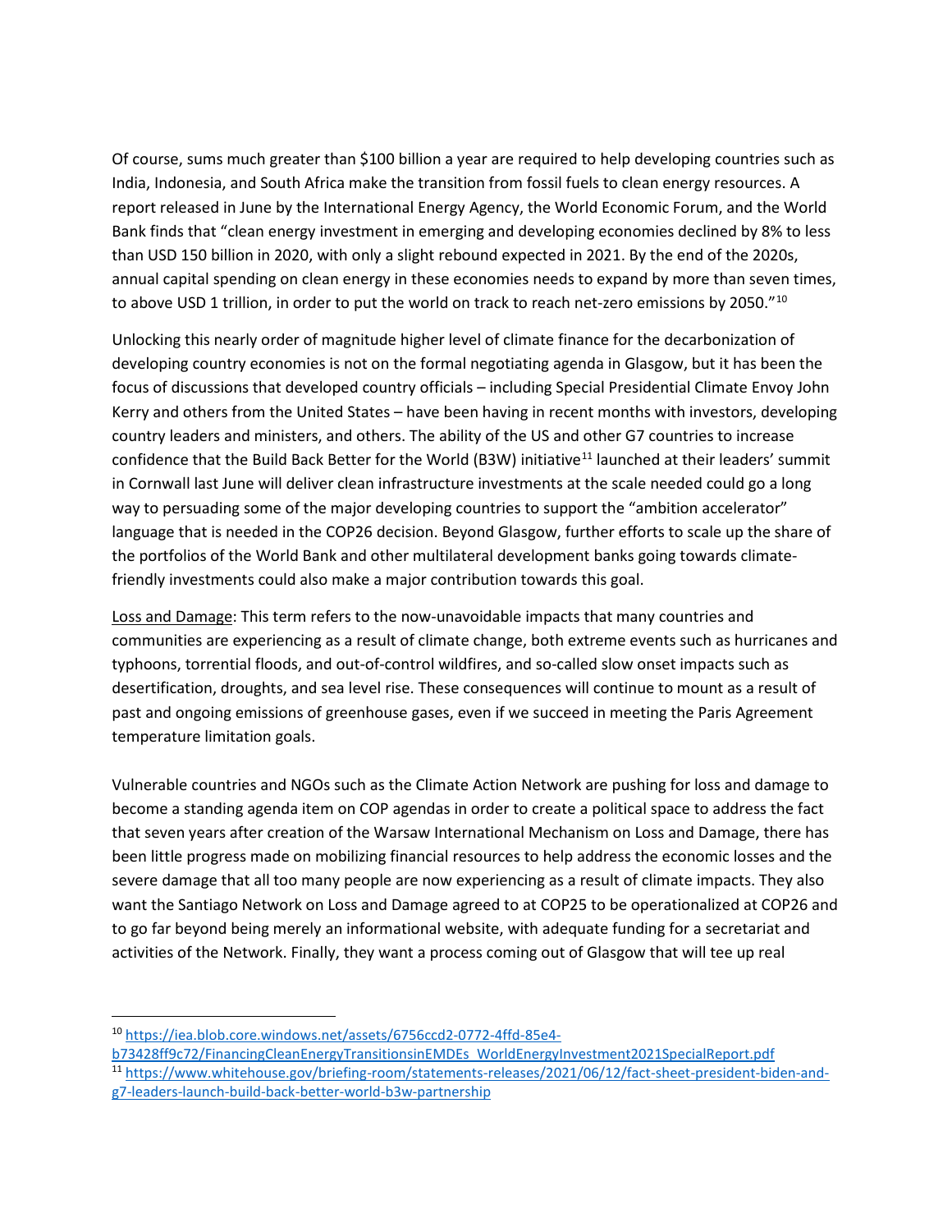Of course, sums much greater than $100 billion a year are required to help developing countries such as India, Indonesia, and South Africa make the transition from fossil fuels to clean energy resources. A report released in June by the International Energy Agency, the World Economic Forum, and the World Bank finds that "clean energy investment in emerging and developing economies declined by 8% to less than USD 150 billion in 2020, with only a slight rebound expected in 2021. By the end of the 2020s, annual capital spending on clean energy in these economies needs to expand by more than seven times, to above USD 1 trillion, in order to put the world on track to reach net-zero emissions by 2050."[10]

Unlocking this nearly order of magnitude higher level of climate finance for the decarbonization of developing country economies is not on the formal negotiating agenda in Glasgow, but it has been the focus of discussions that developed country officials – including Special Presidential Climate Envoy John Kerry and others from the United States – have been having in recent months with investors, developing country leaders and ministers, and others. The ability of the US and other G7 countries to increase confidence that the Build Back Better for the World (B3W) initiative[11] launched at their leaders' summit in Cornwall last June will deliver clean infrastructure investments at the scale needed could go a long way to persuading some of the major developing countries to support the "ambition accelerator" language that is needed in the COP26 decision. Beyond Glasgow, further efforts to scale up the share of the portfolios of the World Bank and other multilateral development banks going towards climate-friendly investments could also make a major contribution towards this goal.

<u>Loss and Damage</u>: This term refers to the now-unavoidable impacts that many countries and communities are experiencing as a result of climate change, both extreme events such as hurricanes and typhoons, torrential floods, and out-of-control wildfires, and so-called slow onset impacts such as desertification, droughts, and sea level rise. These consequences will continue to mount as a result of past and ongoing emissions of greenhouse gases, even if we succeed in meeting the Paris Agreement temperature limitation goals.

Vulnerable countries and NGOs such as the Climate Action Network are pushing for loss and damage to become a standing agenda item on COP agendas in order to create a political space to address the fact that seven years after creation of the Warsaw International Mechanism on Loss and Damage, there has been little progress made on mobilizing financial resources to help address the economic losses and the severe damage that all too many people are now experiencing as a result of climate impacts. They also want the Santiago Network on Loss and Damage agreed to at COP25 to be operationalized at COP26 and to go far beyond being merely an informational website, with adequate funding for a secretariat and activities of the Network. Finally, they want a process coming out of Glasgow that will tee up real

---

[10] https://iea.blob.core.windows.net/assets/6756ccd2-0772-4ffd-85e4-b73428ff9c72/FinancingCleanEnergyTransitionsinEMDEs_WorldEnergyInvestment2021SpecialReport.pdf

[11] https://www.whitehouse.gov/briefing-room/statements-releases/2021/06/12/fact-sheet-president-biden-and-g7-leaders-launch-build-back-better-world-b3w-partnership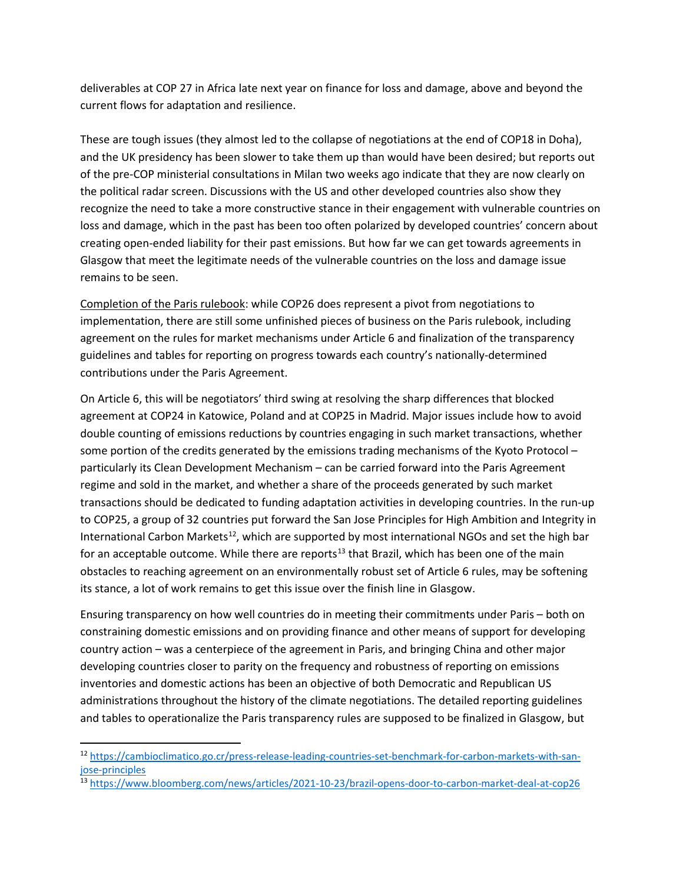deliverables at COP 27 in Africa late next year on finance for loss and damage, above and beyond the current flows for adaptation and resilience.

These are tough issues (they almost led to the collapse of negotiations at the end of COP18 in Doha), and the UK presidency has been slower to take them up than would have been desired; but reports out of the pre-COP ministerial consultations in Milan two weeks ago indicate that they are now clearly on the political radar screen. Discussions with the US and other developed countries also show they recognize the need to take a more constructive stance in their engagement with vulnerable countries on loss and damage, which in the past has been too often polarized by developed countries' concern about creating open-ended liability for their past emissions. But how far we can get towards agreements in Glasgow that meet the legitimate needs of the vulnerable countries on the loss and damage issue remains to be seen.

<u>Completion of the Paris rulebook</u>: while COP26 does represent a pivot from negotiations to implementation, there are still some unfinished pieces of business on the Paris rulebook, including agreement on the rules for market mechanisms under Article 6 and finalization of the transparency guidelines and tables for reporting on progress towards each country's nationally-determined contributions under the Paris Agreement.

On Article 6, this will be negotiators' third swing at resolving the sharp differences that blocked agreement at COP24 in Katowice, Poland and at COP25 in Madrid. Major issues include how to avoid double counting of emissions reductions by countries engaging in such market transactions, whether some portion of the credits generated by the emissions trading mechanisms of the Kyoto Protocol – particularly its Clean Development Mechanism – can be carried forward into the Paris Agreement regime and sold in the market, and whether a share of the proceeds generated by such market transactions should be dedicated to funding adaptation activities in developing countries. In the run-up to COP25, a group of 32 countries put forward the San Jose Principles for High Ambition and Integrity in International Carbon Markets[12], which are supported by most international NGOs and set the high bar for an acceptable outcome. While there are reports[13] that Brazil, which has been one of the main obstacles to reaching agreement on an environmentally robust set of Article 6 rules, may be softening its stance, a lot of work remains to get this issue over the finish line in Glasgow.

Ensuring transparency on how well countries do in meeting their commitments under Paris – both on constraining domestic emissions and on providing finance and other means of support for developing country action – was a centerpiece of the agreement in Paris, and bringing China and other major developing countries closer to parity on the frequency and robustness of reporting on emissions inventories and domestic actions has been an objective of both Democratic and Republican US administrations throughout the history of the climate negotiations. The detailed reporting guidelines and tables to operationalize the Paris transparency rules are supposed to be finalized in Glasgow, but

---

[12] https://cambioclimatico.go.cr/press-release-leading-countries-set-benchmark-for-carbon-markets-with-san-jose-principles

[13] https://www.bloomberg.com/news/articles/2021-10-23/brazil-opens-door-to-carbon-market-deal-at-cop26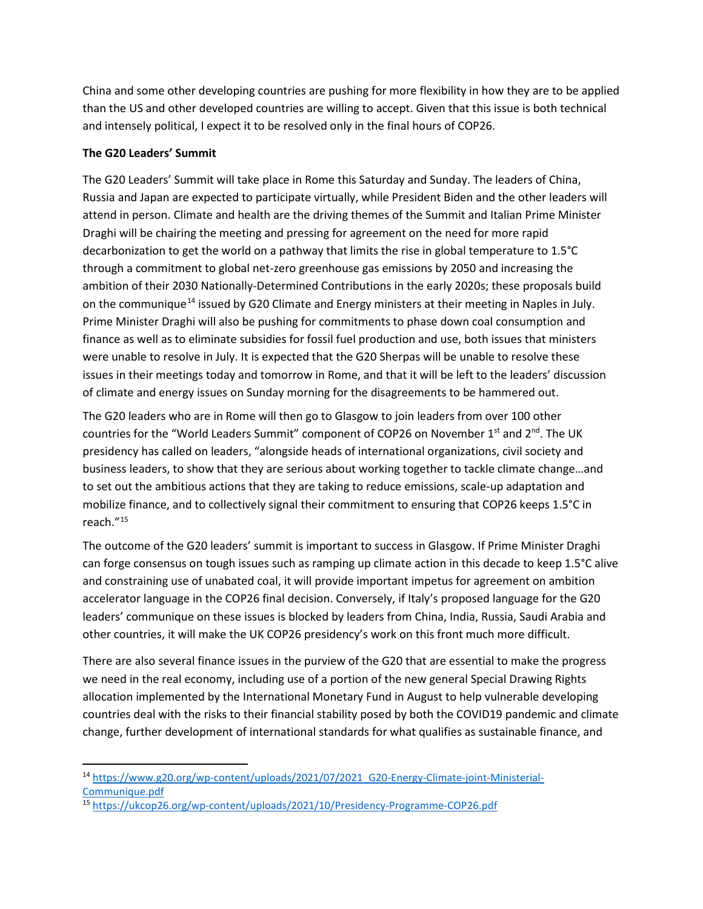China and some other developing countries are pushing for more flexibility in how they are to be applied than the US and other developed countries are willing to accept. Given that this issue is both technical and intensely political, I expect it to be resolved only in the final hours of COP26.

**The G20 Leaders' Summit**

The G20 Leaders' Summit will take place in Rome this Saturday and Sunday. The leaders of China, Russia and Japan are expected to participate virtually, while President Biden and the other leaders will attend in person. Climate and health are the driving themes of the Summit and Italian Prime Minister Draghi will be chairing the meeting and pressing for agreement on the need for more rapid decarbonization to get the world on a pathway that limits the rise in global temperature to 1.5°C through a commitment to global net-zero greenhouse gas emissions by 2050 and increasing the ambition of their 2030 Nationally-Determined Contributions in the early 2020s; these proposals build on the communique[14] issued by G20 Climate and Energy ministers at their meeting in Naples in July. Prime Minister Draghi will also be pushing for commitments to phase down coal consumption and finance as well as to eliminate subsidies for fossil fuel production and use, both issues that ministers were unable to resolve in July. It is expected that the G20 Sherpas will be unable to resolve these issues in their meetings today and tomorrow in Rome, and that it will be left to the leaders' discussion of climate and energy issues on Sunday morning for the disagreements to be hammered out.

The G20 leaders who are in Rome will then go to Glasgow to join leaders from over 100 other countries for the "World Leaders Summit" component of COP26 on November 1st and 2nd. The UK presidency has called on leaders, "alongside heads of international organizations, civil society and business leaders, to show that they are serious about working together to tackle climate change…and to set out the ambitious actions that they are taking to reduce emissions, scale-up adaptation and mobilize finance, and to collectively signal their commitment to ensuring that COP26 keeps 1.5°C in reach."[15]

The outcome of the G20 leaders' summit is important to success in Glasgow. If Prime Minister Draghi can forge consensus on tough issues such as ramping up climate action in this decade to keep 1.5°C alive and constraining use of unabated coal, it will provide important impetus for agreement on ambition accelerator language in the COP26 final decision. Conversely, if Italy's proposed language for the G20 leaders' communique on these issues is blocked by leaders from China, India, Russia, Saudi Arabia and other countries, it will make the UK COP26 presidency's work on this front much more difficult.

There are also several finance issues in the purview of the G20 that are essential to make the progress we need in the real economy, including use of a portion of the new general Special Drawing Rights allocation implemented by the International Monetary Fund in August to help vulnerable developing countries deal with the risks to their financial stability posed by both the COVID19 pandemic and climate change, further development of international standards for what qualifies as sustainable finance, and

---

[14] https://www.g20.org/wp-content/uploads/2021/07/2021_G20-Energy-Climate-joint-Ministerial-Communique.pdf

[15] https://ukcop26.org/wp-content/uploads/2021/10/Presidency-Programme-COP26.pdf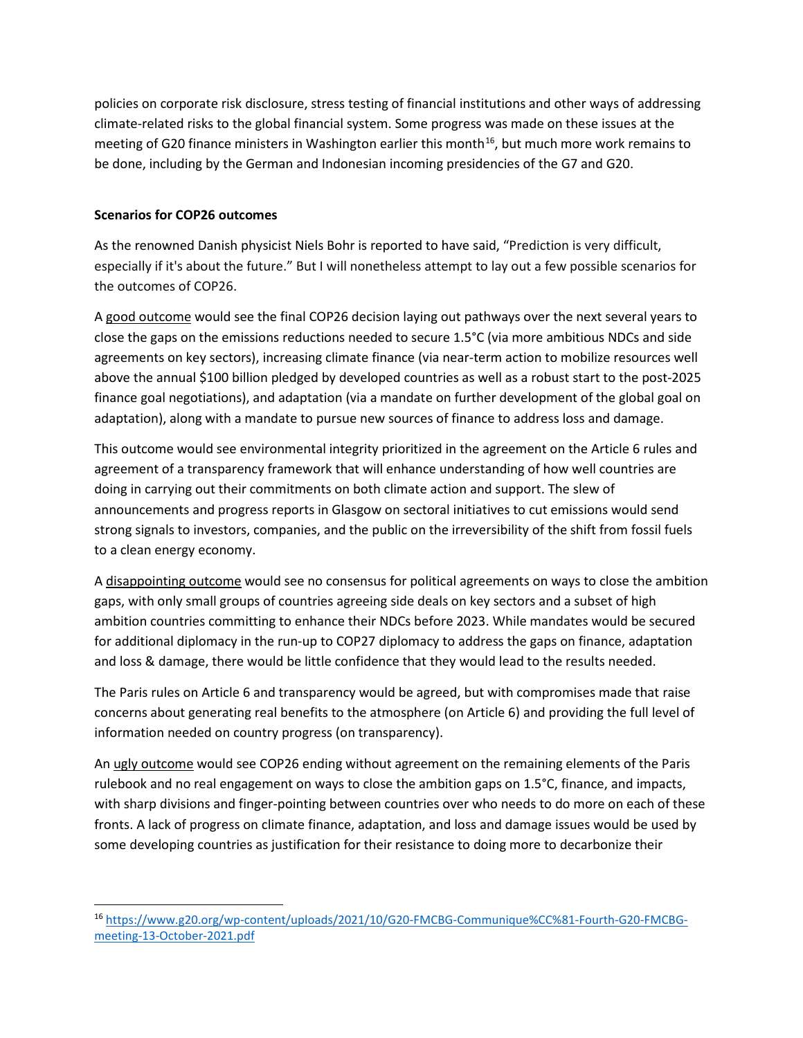policies on corporate risk disclosure, stress testing of financial institutions and other ways of addressing climate-related risks to the global financial system. Some progress was made on these issues at the meeting of G20 finance ministers in Washington earlier this month[16], but much more work remains to be done, including by the German and Indonesian incoming presidencies of the G7 and G20.

**Scenarios for COP26 outcomes**

As the renowned Danish physicist Niels Bohr is reported to have said, "Prediction is very difficult, especially if it's about the future." But I will nonetheless attempt to lay out a few possible scenarios for the outcomes of COP26.

A good outcome would see the final COP26 decision laying out pathways over the next several years to close the gaps on the emissions reductions needed to secure 1.5°C (via more ambitious NDCs and side agreements on key sectors), increasing climate finance (via near-term action to mobilize resources well above the annual $100 billion pledged by developed countries as well as a robust start to the post-2025 finance goal negotiations), and adaptation (via a mandate on further development of the global goal on adaptation), along with a mandate to pursue new sources of finance to address loss and damage.

This outcome would see environmental integrity prioritized in the agreement on the Article 6 rules and agreement of a transparency framework that will enhance understanding of how well countries are doing in carrying out their commitments on both climate action and support. The slew of announcements and progress reports in Glasgow on sectoral initiatives to cut emissions would send strong signals to investors, companies, and the public on the irreversibility of the shift from fossil fuels to a clean energy economy.

A disappointing outcome would see no consensus for political agreements on ways to close the ambition gaps, with only small groups of countries agreeing side deals on key sectors and a subset of high ambition countries committing to enhance their NDCs before 2023. While mandates would be secured for additional diplomacy in the run-up to COP27 diplomacy to address the gaps on finance, adaptation and loss & damage, there would be little confidence that they would lead to the results needed.

The Paris rules on Article 6 and transparency would be agreed, but with compromises made that raise concerns about generating real benefits to the atmosphere (on Article 6) and providing the full level of information needed on country progress (on transparency).

An ugly outcome would see COP26 ending without agreement on the remaining elements of the Paris rulebook and no real engagement on ways to close the ambition gaps on 1.5°C, finance, and impacts, with sharp divisions and finger-pointing between countries over who needs to do more on each of these fronts. A lack of progress on climate finance, adaptation, and loss and damage issues would be used by some developing countries as justification for their resistance to doing more to decarbonize their

[16] https://www.g20.org/wp-content/uploads/2021/10/G20-FMCBG-Communique%CC%81-Fourth-G20-FMCBG-meeting-13-October-2021.pdf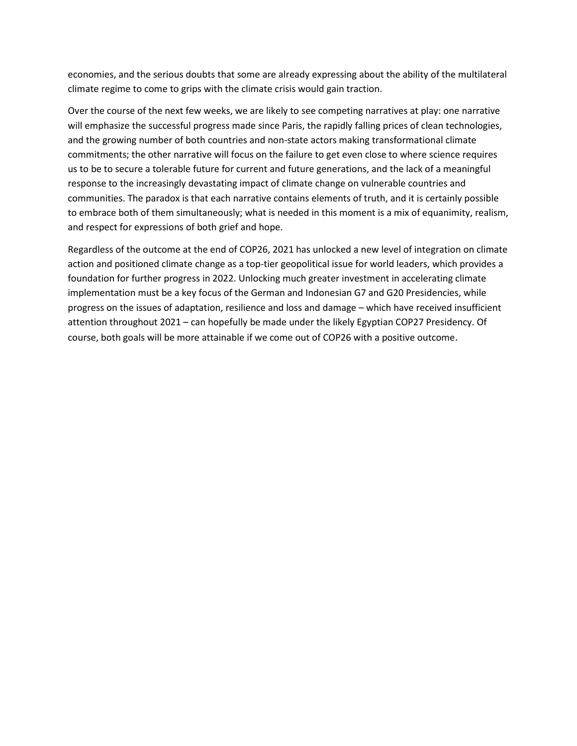economies, and the serious doubts that some are already expressing about the ability of the multilateral climate regime to come to grips with the climate crisis would gain traction.

Over the course of the next few weeks, we are likely to see competing narratives at play: one narrative will emphasize the successful progress made since Paris, the rapidly falling prices of clean technologies, and the growing number of both countries and non-state actors making transformational climate commitments; the other narrative will focus on the failure to get even close to where science requires us to be to secure a tolerable future for current and future generations, and the lack of a meaningful response to the increasingly devastating impact of climate change on vulnerable countries and communities. The paradox is that each narrative contains elements of truth, and it is certainly possible to embrace both of them simultaneously; what is needed in this moment is a mix of equanimity, realism, and respect for expressions of both grief and hope.

Regardless of the outcome at the end of COP26, 2021 has unlocked a new level of integration on climate action and positioned climate change as a top-tier geopolitical issue for world leaders, which provides a foundation for further progress in 2022. Unlocking much greater investment in accelerating climate implementation must be a key focus of the German and Indonesian G7 and G20 Presidencies, while progress on the issues of adaptation, resilience and loss and damage – which have received insufficient attention throughout 2021 – can hopefully be made under the likely Egyptian COP27 Presidency. Of course, both goals will be more attainable if we come out of COP26 with a positive outcome.